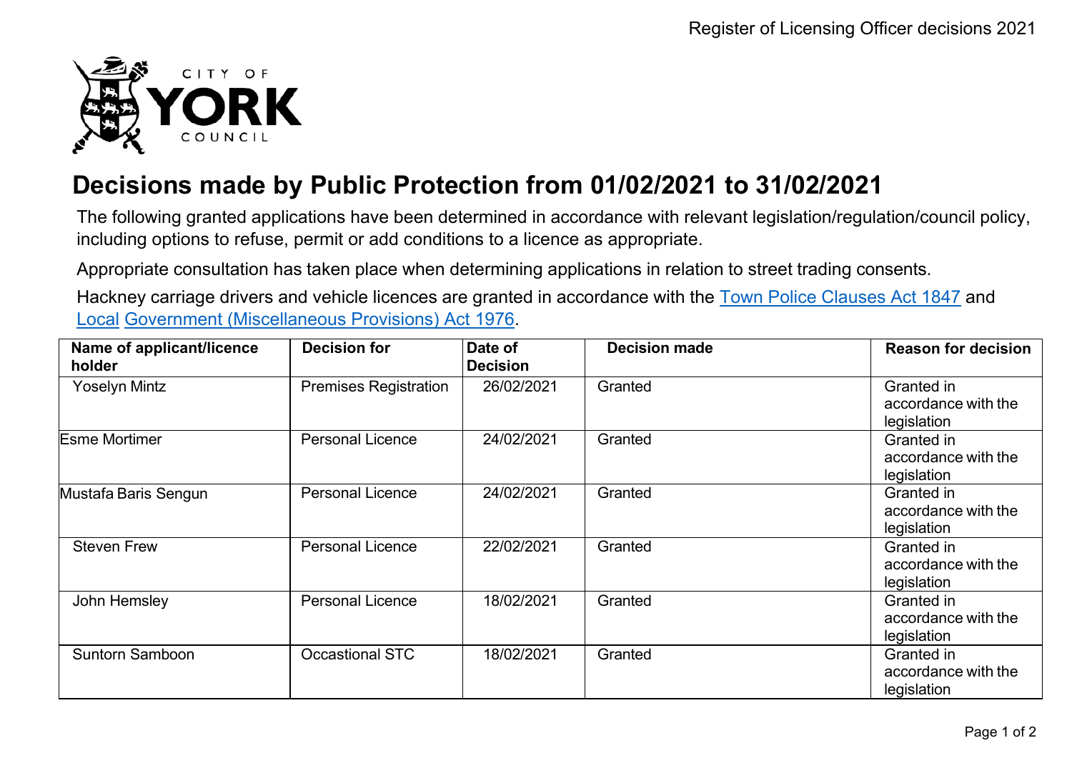# Decisions made by Public Protection from 01/02/2021 to 31/02/2021

The following granted applications have been determined in accordance with relevant legislation/regulation/council policy, including options to refuse, permit or add conditions to a licence as appropriate.

Appropriate consultation has taken place when determining applications in relation to street trading consents.

Hackney carriage drivers and vehicle licences are granted in accordance with the Town Police Clauses Act 1847 and Local Government (Miscellaneous Provisions) Act 1976.

| Name of applicant/licence holder | Decision for | Date of Decision | Decision made | Reason for decision |
|---|---|---|---|---|
| Yoselyn Mintz | Premises Registration | 26/02/2021 | Granted | Granted in accordance with the legislation |
| Esme Mortimer | Personal Licence | 24/02/2021 | Granted | Granted in accordance with the legislation |
| Mustafa Baris Sengun | Personal Licence | 24/02/2021 | Granted | Granted in accordance with the legislation |
| Steven Frew | Personal Licence | 22/02/2021 | Granted | Granted in accordance with the legislation |
| John Hemsley | Personal Licence | 18/02/2021 | Granted | Granted in accordance with the legislation |
| Suntorn Samboon | Occastional STC | 18/02/2021 | Granted | Granted in accordance with the legislation |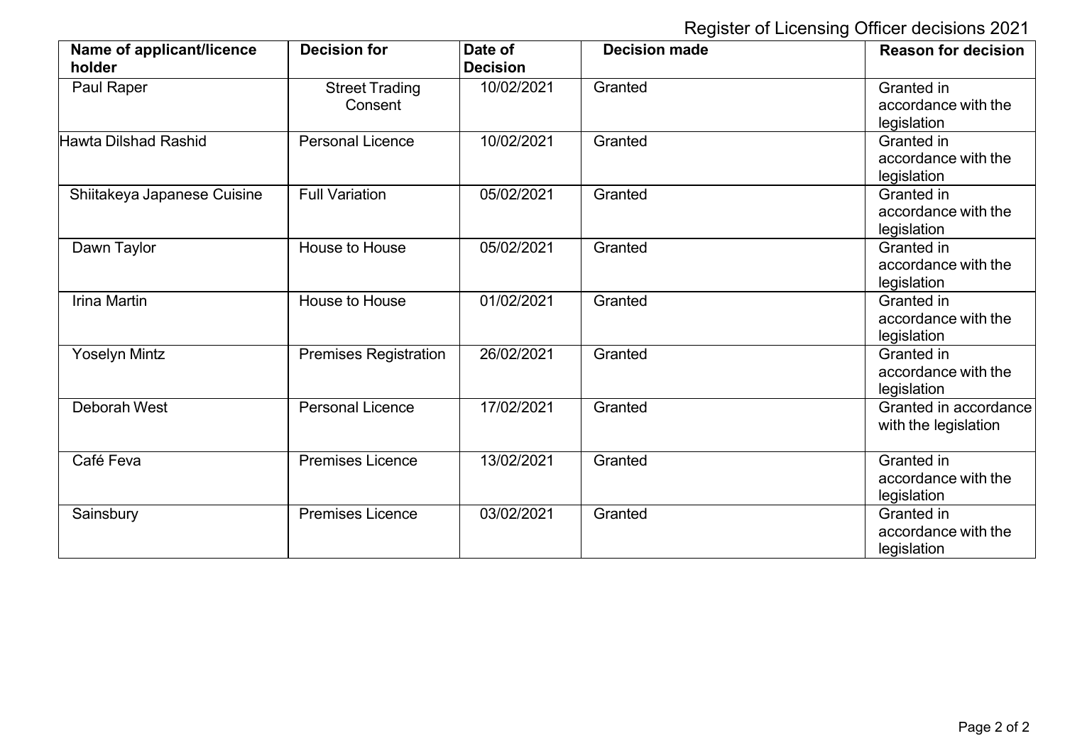Register of Licensing Officer decisions 2021

| Name of applicant/licence holder | Decision for | Date of Decision | Decision made | Reason for decision |
|---|---|---|---|---|
| Paul Raper | Street Trading Consent | 10/02/2021 | Granted | Granted in accordance with the legislation |
| Hawta Dilshad Rashid | Personal Licence | 10/02/2021 | Granted | Granted in accordance with the legislation |
| Shiitakeya Japanese Cuisine | Full Variation | 05/02/2021 | Granted | Granted in accordance with the legislation |
| Dawn Taylor | House to House | 05/02/2021 | Granted | Granted in accordance with the legislation |
| Irina Martin | House to House | 01/02/2021 | Granted | Granted in accordance with the legislation |
| Yoselyn Mintz | Premises Registration | 26/02/2021 | Granted | Granted in accordance with the legislation |
| Deborah West | Personal Licence | 17/02/2021 | Granted | Granted in accordance with the legislation |
| Café Feva | Premises Licence | 13/02/2021 | Granted | Granted in accordance with the legislation |
| Sainsbury | Premises Licence | 03/02/2021 | Granted | Granted in accordance with the legislation |